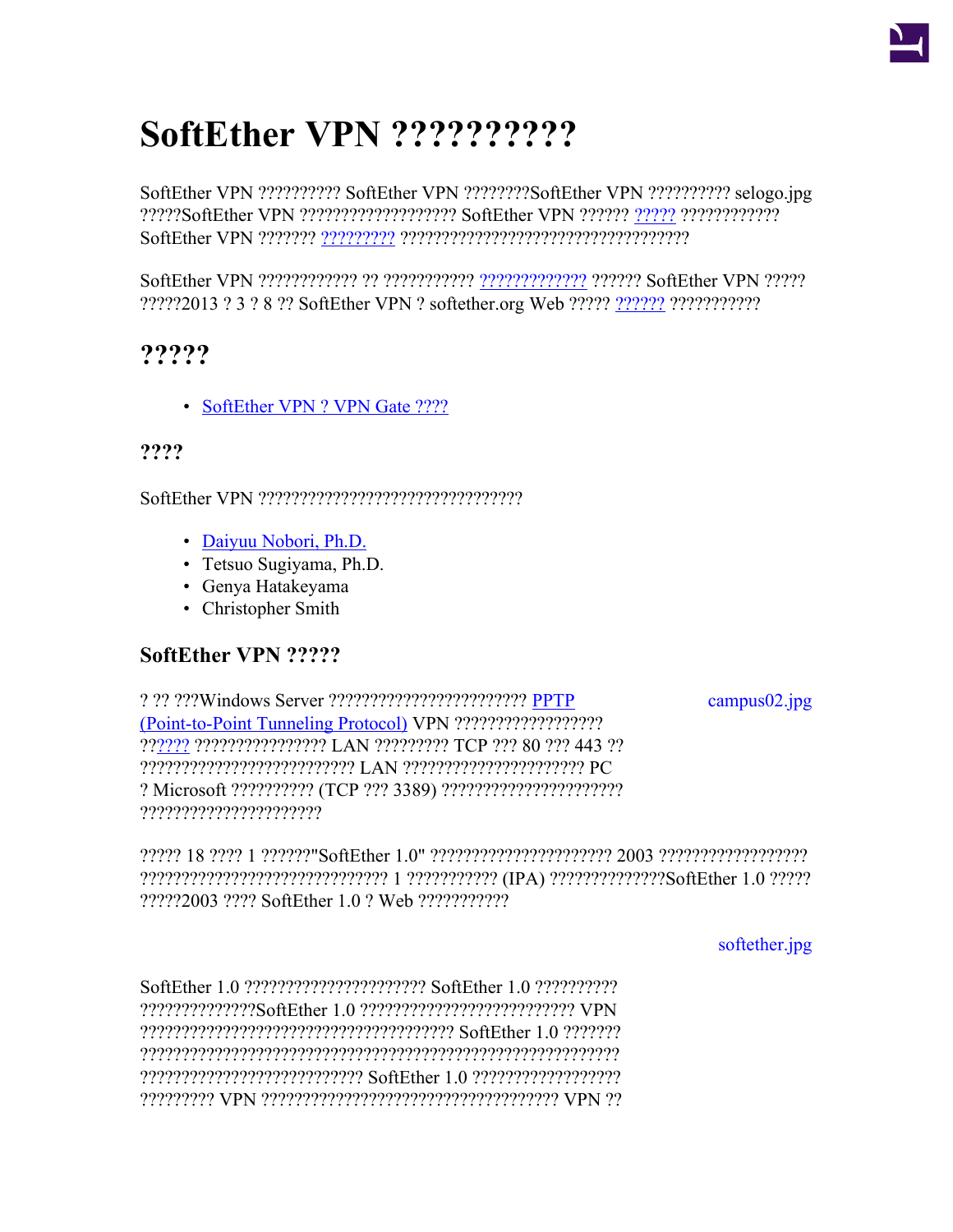# SoftEther VPN ??????????

SoftEther VPN ?????????? SoftEther VPN ????????SoftEther VPN ?????????? selogo.jpg ?????SoftEther VPN ??????????????????? SoftEther VPN ?????? ????? ???????????? SoftEther VPN ??????? ????????? ??????????????????????????????????

SoftEther VPN ???????????? ?? ??????????? ????????????? ?????? SoftEther VPN ????? ?????2013 ? 3 ? 8 ?? SoftEther VPN ? softether.org Web ????? ?????? ???????????

## ?????

- SoftEther VPN ? VPN Gate ????

### ????

SoftEther VPN ????????????????????????????????

- Daiyuu Nobori, Ph.D.
- Tetsuo Sugiyama, Ph.D.
- Genya Hatakeyama
- Christopher Smith

### SoftEther VPN ?????

campus02.jpg

? ?? ???Windows Server ???????????????????????? PPTP (Point-to-Point Tunneling Protocol) VPN ?????????????????? ?????? ???????????????? LAN ????????? TCP ??? 80 ??? 443 ?? ?????????????????????????? LAN ?????????????????????? PC ? Microsoft ?????????? (TCP ??? 3389) ?????????????????????? ??????????????????????

????? 18 ???? 1 ??????"SoftEther 1.0" ?????????????????????? 2003 ?????????????????? ?????????????????????????????? 1 ??????????? (IPA) ??????????????SoftEther 1.0 ????? ?????2003 ???? SoftEther 1.0 ? Web ???????????

softether.jpg

SoftEther 1.0 ?????????????????????? SoftEther 1.0 ?????????? ??????????????SoftEther 1.0 ?????????????????????????? VPN ?????????????????????????????????????? SoftEther 1.0 ??????? ????????????????????????????????????????????????????????? ??????????????????????????? SoftEther 1.0 ?????????????????? ????????? VPN ???????????????????????????????????? VPN ??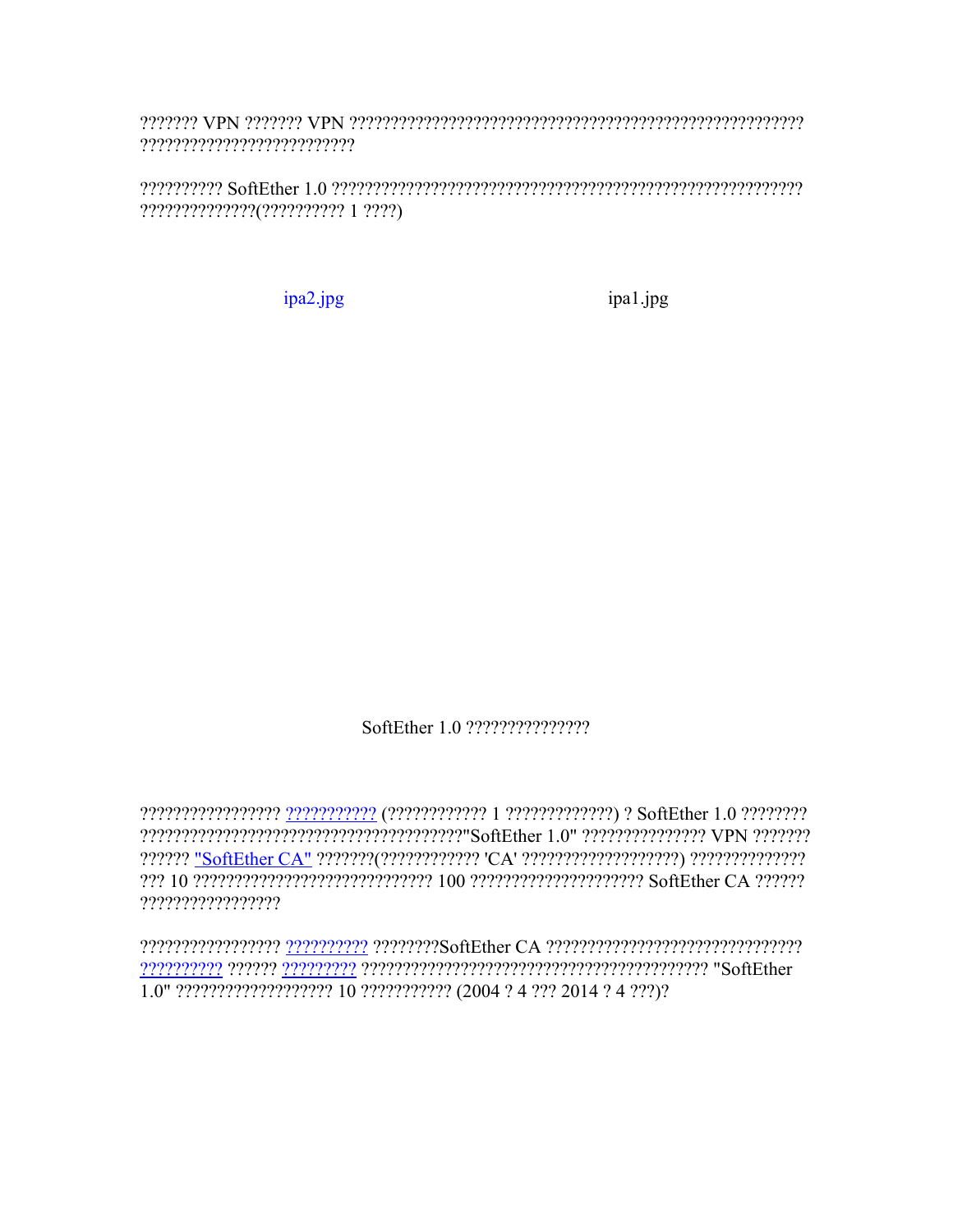??????? VPN ??????? VPN ????????????????????????????????????????????????????????????????????????????????

?????????? SoftEther 1.0 ??????????????????????????????????????????????????????????????????????(?????????? 1 ????)

ipa2.jpg ipa1.jpg

SoftEther 1.0 ???????????????

????????????????? ??????????? (???????????? 1 ?????????????) ? SoftEther 1.0 ??????????????????????????????????????????????"SoftEther 1.0" ??????????????? VPN ????????????? "SoftEther CA" ???????(???????????? 'CA' ???????????????????) ?????????????????? 10 ???????????????????????????? 100 ???????????????????? SoftEther CA ???????????????????????

????????????????? ?????????? ????????SoftEther CA ????????????????????????????????????????? ?????? ????????? ????????????????????????????????????????? "SoftEther 1.0" ??????????????????? 10 ??????????? (2004 ? 4 ??? 2014 ? 4 ???)?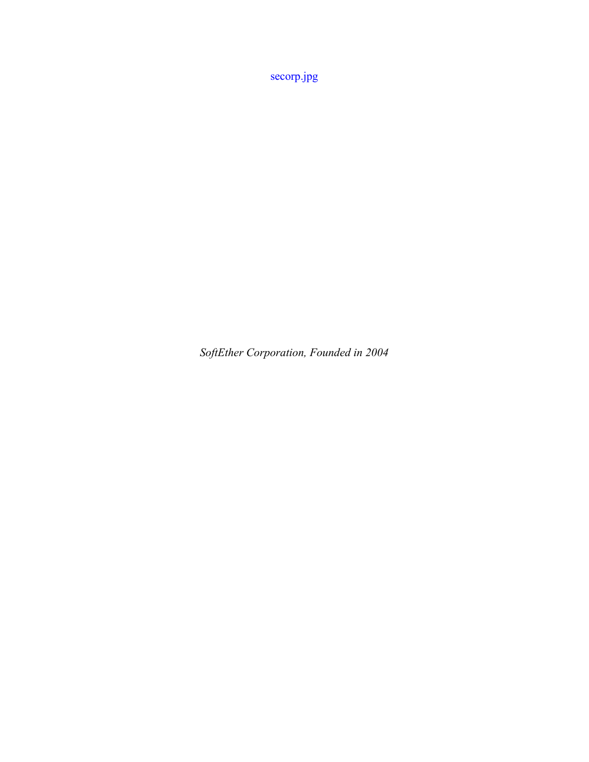secorp.jpg

*SoftEther Corporation, Founded in 2004*